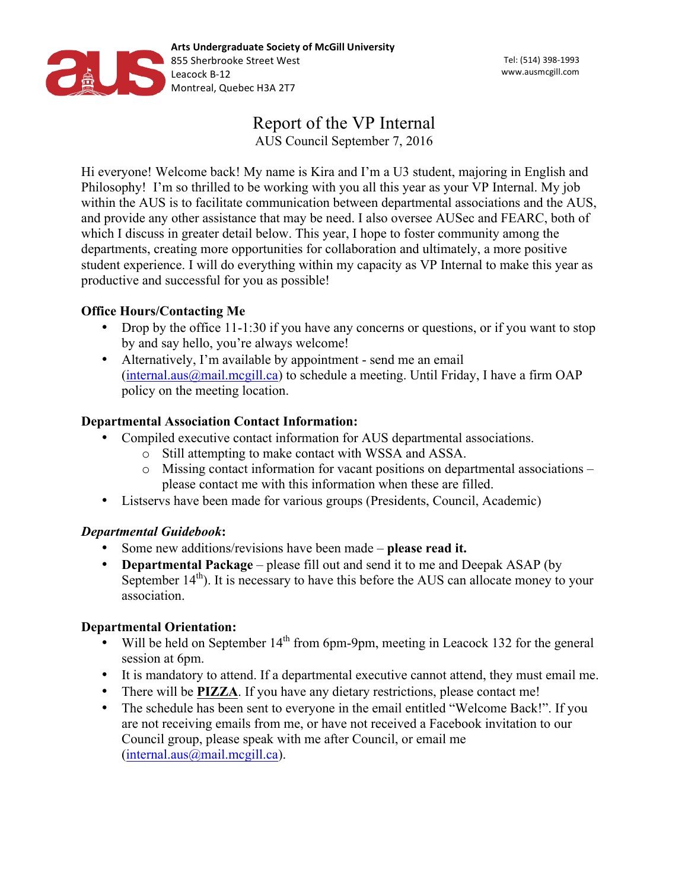**Arts Undergraduate Society of McGill University**
855 Sherbrooke Street West
Leacock B-12
Montreal, Quebec H3A 2T7

Tel: (514) 398-1993
www.ausmcgill.com

# Report of the VP Internal

AUS Council September 7, 2016

Hi everyone! Welcome back! My name is Kira and I'm a U3 student, majoring in English and Philosophy! I'm so thrilled to be working with you all this year as your VP Internal. My job within the AUS is to facilitate communication between departmental associations and the AUS, and provide any other assistance that may be need. I also oversee AUSec and FEARC, both of which I discuss in greater detail below. This year, I hope to foster community among the departments, creating more opportunities for collaboration and ultimately, a more positive student experience. I will do everything within my capacity as VP Internal to make this year as productive and successful for you as possible!

## Office Hours/Contacting Me

- Drop by the office 11-1:30 if you have any concerns or questions, or if you want to stop by and say hello, you're always welcome!
- Alternatively, I'm available by appointment - send me an email (internal.aus@mail.mcgill.ca) to schedule a meeting. Until Friday, I have a firm OAP policy on the meeting location.

## Departmental Association Contact Information:

- Compiled executive contact information for AUS departmental associations.
  - Still attempting to make contact with WSSA and ASSA.
  - Missing contact information for vacant positions on departmental associations – please contact me with this information when these are filled.
- Listservs have been made for various groups (Presidents, Council, Academic)

## *Departmental Guidebook*:

- Some new additions/revisions have been made – **please read it.**
- **Departmental Package** – please fill out and send it to me and Deepak ASAP (by September 14th). It is necessary to have this before the AUS can allocate money to your association.

## Departmental Orientation:

- Will be held on September 14th from 6pm-9pm, meeting in Leacock 132 for the general session at 6pm.
- It is mandatory to attend. If a departmental executive cannot attend, they must email me.
- There will be **PIZZA**. If you have any dietary restrictions, please contact me!
- The schedule has been sent to everyone in the email entitled "Welcome Back!". If you are not receiving emails from me, or have not received a Facebook invitation to our Council group, please speak with me after Council, or email me (internal.aus@mail.mcgill.ca).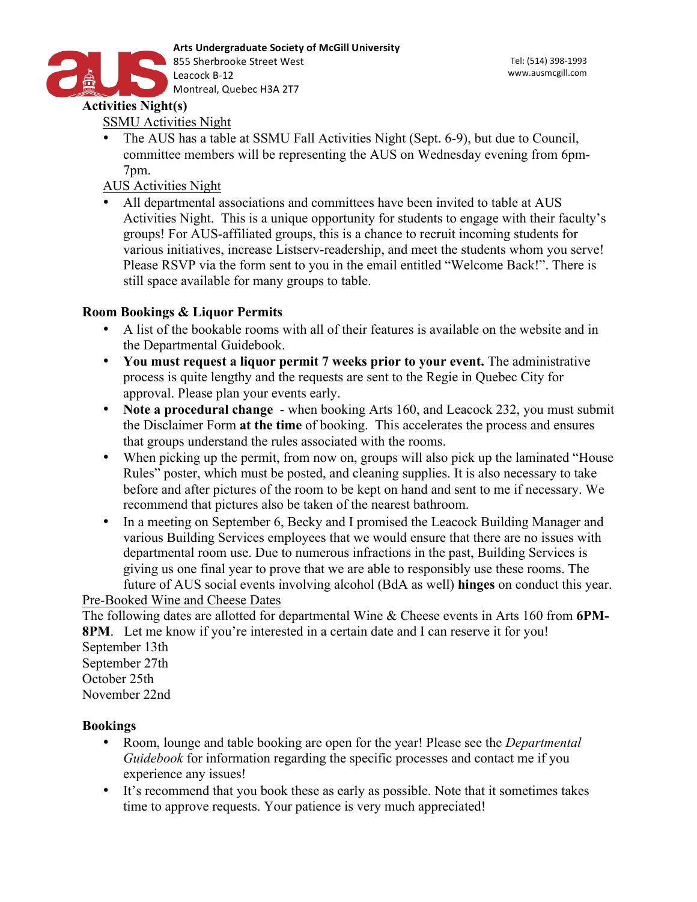## Activities Night(s)

SSMU Activities Night

- The AUS has a table at SSMU Fall Activities Night (Sept. 6-9), but due to Council, committee members will be representing the AUS on Wednesday evening from 6pm-7pm.

AUS Activities Night

- All departmental associations and committees have been invited to table at AUS Activities Night. This is a unique opportunity for students to engage with their faculty's groups! For AUS-affiliated groups, this is a chance to recruit incoming students for various initiatives, increase Listserv-readership, and meet the students whom you serve! Please RSVP via the form sent to you in the email entitled "Welcome Back!". There is still space available for many groups to table.

## Room Bookings & Liquor Permits

- A list of the bookable rooms with all of their features is available on the website and in the Departmental Guidebook.
- **You must request a liquor permit 7 weeks prior to your event.** The administrative process is quite lengthy and the requests are sent to the Regie in Quebec City for approval. Please plan your events early.
- **Note a procedural change** - when booking Arts 160, and Leacock 232, you must submit the Disclaimer Form **at the time** of booking. This accelerates the process and ensures that groups understand the rules associated with the rooms.
- When picking up the permit, from now on, groups will also pick up the laminated "House Rules" poster, which must be posted, and cleaning supplies. It is also necessary to take before and after pictures of the room to be kept on hand and sent to me if necessary. We recommend that pictures also be taken of the nearest bathroom.
- In a meeting on September 6, Becky and I promised the Leacock Building Manager and various Building Services employees that we would ensure that there are no issues with departmental room use. Due to numerous infractions in the past, Building Services is giving us one final year to prove that we are able to responsibly use these rooms. The future of AUS social events involving alcohol (BdA as well) **hinges** on conduct this year.

Pre-Booked Wine and Cheese Dates

The following dates are allotted for departmental Wine & Cheese events in Arts 160 from **6PM-8PM**. Let me know if you're interested in a certain date and I can reserve it for you!

September 13th
September 27th
October 25th
November 22nd

## Bookings

- Room, lounge and table booking are open for the year! Please see the *Departmental Guidebook* for information regarding the specific processes and contact me if you experience any issues!
- It's recommend that you book these as early as possible. Note that it sometimes takes time to approve requests. Your patience is very much appreciated!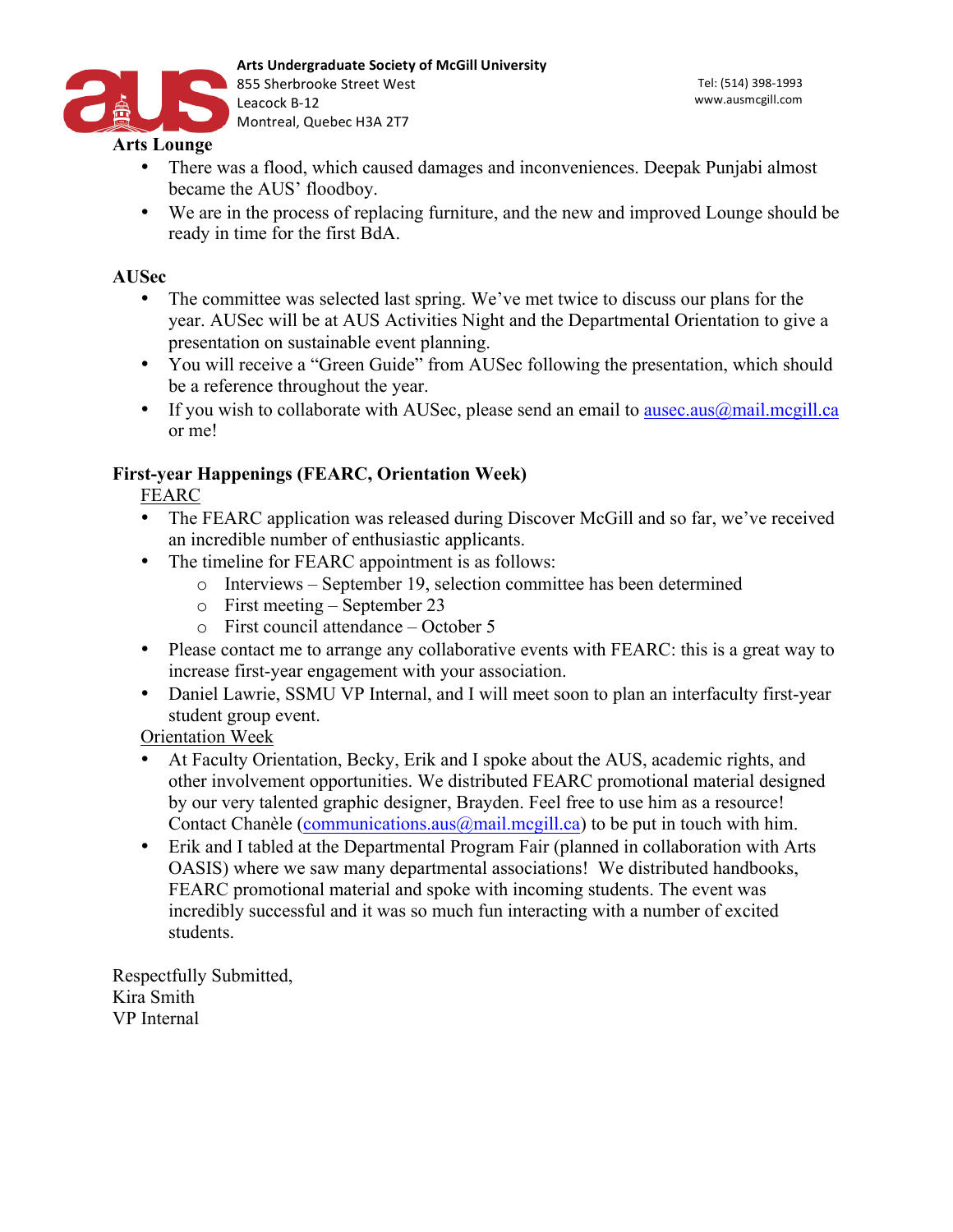## Arts Lounge

- There was a flood, which caused damages and inconveniences. Deepak Punjabi almost became the AUS' floodboy.
- We are in the process of replacing furniture, and the new and improved Lounge should be ready in time for the first BdA.

## AUSec

- The committee was selected last spring. We've met twice to discuss our plans for the year. AUSec will be at AUS Activities Night and the Departmental Orientation to give a presentation on sustainable event planning.
- You will receive a "Green Guide" from AUSec following the presentation, which should be a reference throughout the year.
- If you wish to collaborate with AUSec, please send an email to ausec.aus@mail.mcgill.ca or me!

## First-year Happenings (FEARC, Orientation Week)

<u>FEARC</u>

- The FEARC application was released during Discover McGill and so far, we've received an incredible number of enthusiastic applicants.
- The timeline for FEARC appointment is as follows:
  - Interviews – September 19, selection committee has been determined
  - First meeting – September 23
  - First council attendance – October 5
- Please contact me to arrange any collaborative events with FEARC: this is a great way to increase first-year engagement with your association.
- Daniel Lawrie, SSMU VP Internal, and I will meet soon to plan an interfaculty first-year student group event.

<u>Orientation Week</u>

- At Faculty Orientation, Becky, Erik and I spoke about the AUS, academic rights, and other involvement opportunities. We distributed FEARC promotional material designed by our very talented graphic designer, Brayden. Feel free to use him as a resource! Contact Chanèle (communications.aus@mail.mcgill.ca) to be put in touch with him.
- Erik and I tabled at the Departmental Program Fair (planned in collaboration with Arts OASIS) where we saw many departmental associations! We distributed handbooks, FEARC promotional material and spoke with incoming students. The event was incredibly successful and it was so much fun interacting with a number of excited students.

Respectfully Submitted,
Kira Smith
VP Internal